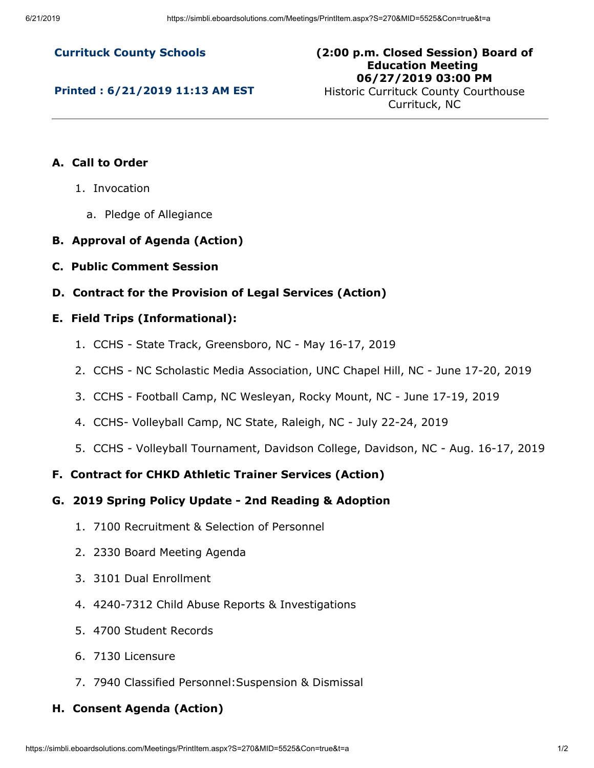**Currituck County Schools**

**Printed : 6/21/2019 11:13 AM EST**

**(2:00 p.m. Closed Session) Board of Education Meeting**
**06/27/2019 03:00 PM**
Historic Currituck County Courthouse
Currituck, NC

---

## A. Call to Order

1. Invocation
   a. Pledge of Allegiance

## B. Approval of Agenda (Action)

## C. Public Comment Session

## D. Contract for the Provision of Legal Services (Action)

## E. Field Trips (Informational):

1. CCHS - State Track, Greensboro, NC - May 16-17, 2019
2. CCHS - NC Scholastic Media Association, UNC Chapel Hill, NC - June 17-20, 2019
3. CCHS - Football Camp, NC Wesleyan, Rocky Mount, NC - June 17-19, 2019
4. CCHS- Volleyball Camp, NC State, Raleigh, NC - July 22-24, 2019
5. CCHS - Volleyball Tournament, Davidson College, Davidson, NC - Aug. 16-17, 2019

## F. Contract for CHKD Athletic Trainer Services (Action)

## G. 2019 Spring Policy Update - 2nd Reading & Adoption

1. 7100 Recruitment & Selection of Personnel
2. 2330 Board Meeting Agenda
3. 3101 Dual Enrollment
4. 4240-7312 Child Abuse Reports & Investigations
5. 4700 Student Records
6. 7130 Licensure
7. 7940 Classified Personnel:Suspension & Dismissal

## H. Consent Agenda (Action)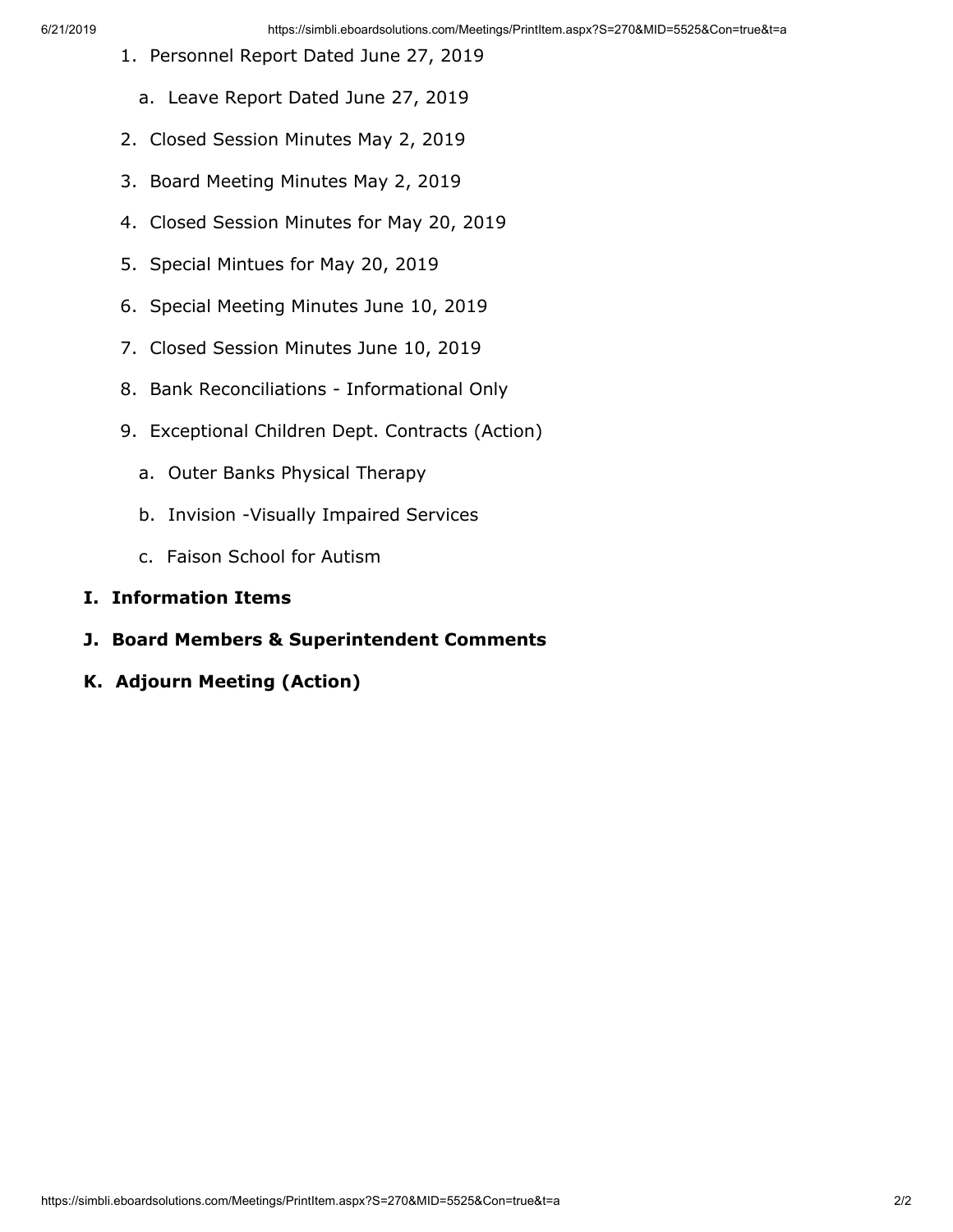1. Personnel Report Dated June 27, 2019
   a. Leave Report Dated June 27, 2019
2. Closed Session Minutes May 2, 2019
3. Board Meeting Minutes May 2, 2019
4. Closed Session Minutes for May 20, 2019
5. Special Mintues for May 20, 2019
6. Special Meeting Minutes June 10, 2019
7. Closed Session Minutes June 10, 2019
8. Bank Reconciliations - Informational Only
9. Exceptional Children Dept. Contracts (Action)
   a. Outer Banks Physical Therapy
   b. Invision -Visually Impaired Services
   c. Faison School for Autism

**I. Information Items**

**J. Board Members & Superintendent Comments**

**K. Adjourn Meeting (Action)**